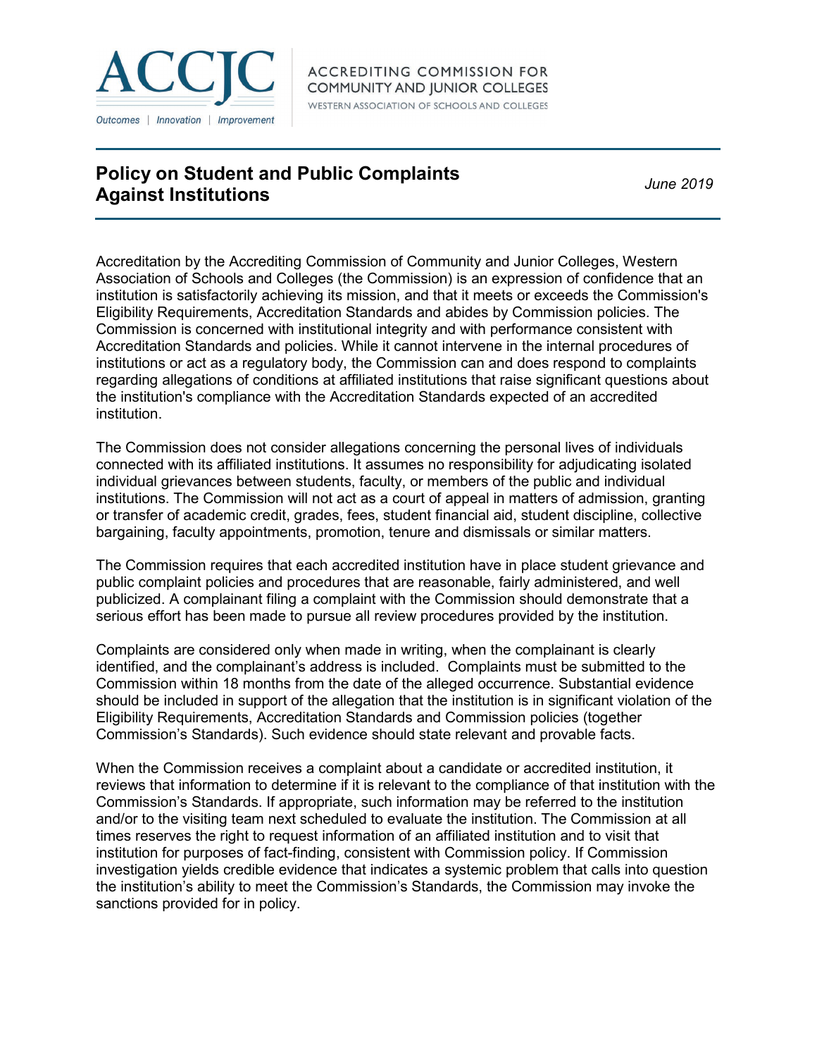ACCJC

*Outcomes | Innovation | Improvement*

ACCREDITING COMMISSION FOR COMMUNITY AND JUNIOR COLLEGES

WESTERN ASSOCIATION OF SCHOOLS AND COLLEGES

# Policy on Student and Public Complaints Against Institutions

*June 2019*

Accreditation by the Accrediting Commission of Community and Junior Colleges, Western Association of Schools and Colleges (the Commission) is an expression of confidence that an institution is satisfactorily achieving its mission, and that it meets or exceeds the Commission's Eligibility Requirements, Accreditation Standards and abides by Commission policies. The Commission is concerned with institutional integrity and with performance consistent with Accreditation Standards and policies. While it cannot intervene in the internal procedures of institutions or act as a regulatory body, the Commission can and does respond to complaints regarding allegations of conditions at affiliated institutions that raise significant questions about the institution's compliance with the Accreditation Standards expected of an accredited institution.

The Commission does not consider allegations concerning the personal lives of individuals connected with its affiliated institutions. It assumes no responsibility for adjudicating isolated individual grievances between students, faculty, or members of the public and individual institutions. The Commission will not act as a court of appeal in matters of admission, granting or transfer of academic credit, grades, fees, student financial aid, student discipline, collective bargaining, faculty appointments, promotion, tenure and dismissals or similar matters.

The Commission requires that each accredited institution have in place student grievance and public complaint policies and procedures that are reasonable, fairly administered, and well publicized. A complainant filing a complaint with the Commission should demonstrate that a serious effort has been made to pursue all review procedures provided by the institution.

Complaints are considered only when made in writing, when the complainant is clearly identified, and the complainant's address is included. Complaints must be submitted to the Commission within 18 months from the date of the alleged occurrence. Substantial evidence should be included in support of the allegation that the institution is in significant violation of the Eligibility Requirements, Accreditation Standards and Commission policies (together Commission's Standards). Such evidence should state relevant and provable facts.

When the Commission receives a complaint about a candidate or accredited institution, it reviews that information to determine if it is relevant to the compliance of that institution with the Commission's Standards. If appropriate, such information may be referred to the institution and/or to the visiting team next scheduled to evaluate the institution. The Commission at all times reserves the right to request information of an affiliated institution and to visit that institution for purposes of fact-finding, consistent with Commission policy. If Commission investigation yields credible evidence that indicates a systemic problem that calls into question the institution's ability to meet the Commission's Standards, the Commission may invoke the sanctions provided for in policy.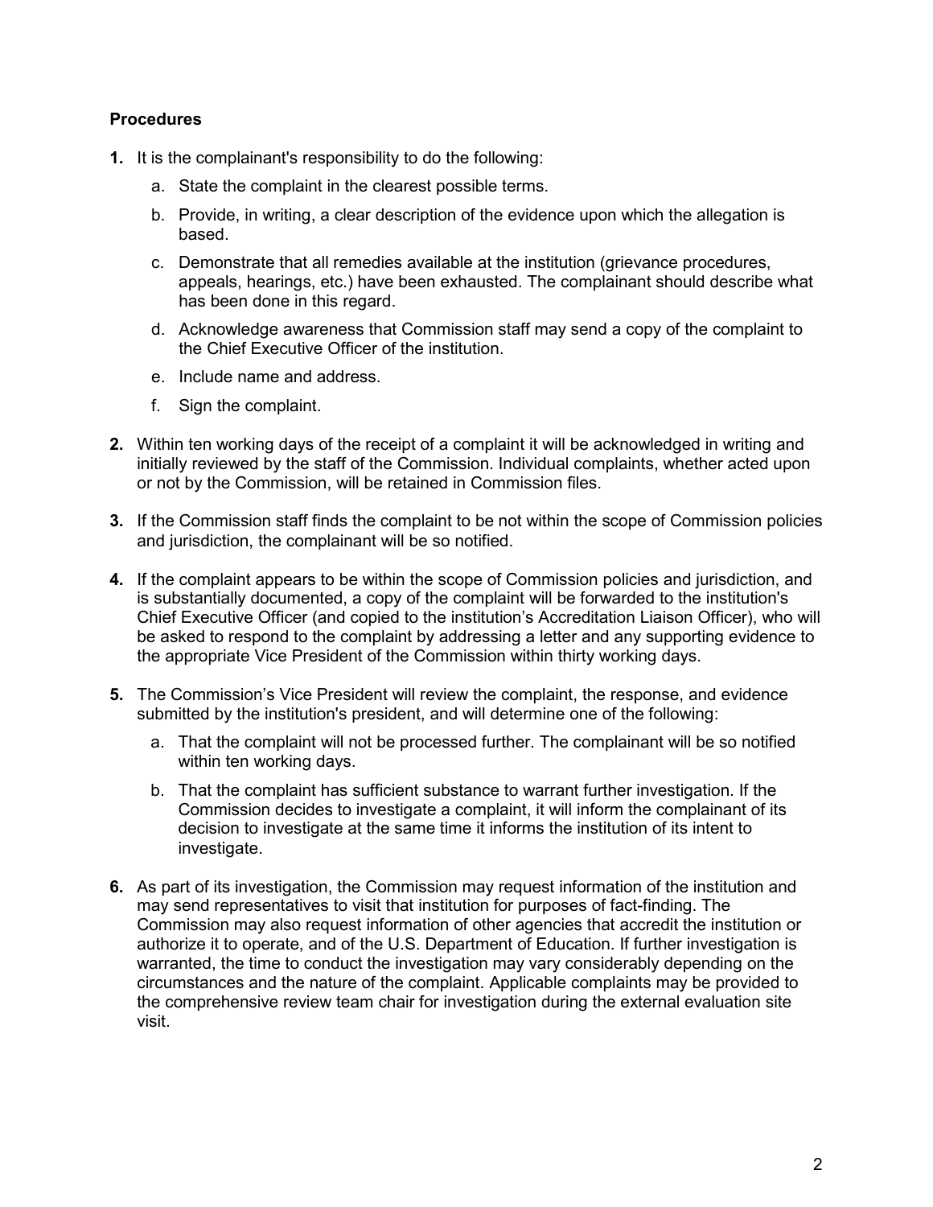**Procedures**

1. It is the complainant's responsibility to do the following:
    a. State the complaint in the clearest possible terms.
    b. Provide, in writing, a clear description of the evidence upon which the allegation is based.
    c. Demonstrate that all remedies available at the institution (grievance procedures, appeals, hearings, etc.) have been exhausted. The complainant should describe what has been done in this regard.
    d. Acknowledge awareness that Commission staff may send a copy of the complaint to the Chief Executive Officer of the institution.
    e. Include name and address.
    f. Sign the complaint.

2. Within ten working days of the receipt of a complaint it will be acknowledged in writing and initially reviewed by the staff of the Commission. Individual complaints, whether acted upon or not by the Commission, will be retained in Commission files.

3. If the Commission staff finds the complaint to be not within the scope of Commission policies and jurisdiction, the complainant will be so notified.

4. If the complaint appears to be within the scope of Commission policies and jurisdiction, and is substantially documented, a copy of the complaint will be forwarded to the institution's Chief Executive Officer (and copied to the institution's Accreditation Liaison Officer), who will be asked to respond to the complaint by addressing a letter and any supporting evidence to the appropriate Vice President of the Commission within thirty working days.

5. The Commission's Vice President will review the complaint, the response, and evidence submitted by the institution's president, and will determine one of the following:
    a. That the complaint will not be processed further. The complainant will be so notified within ten working days.
    b. That the complaint has sufficient substance to warrant further investigation. If the Commission decides to investigate a complaint, it will inform the complainant of its decision to investigate at the same time it informs the institution of its intent to investigate.

6. As part of its investigation, the Commission may request information of the institution and may send representatives to visit that institution for purposes of fact-finding. The Commission may also request information of other agencies that accredit the institution or authorize it to operate, and of the U.S. Department of Education. If further investigation is warranted, the time to conduct the investigation may vary considerably depending on the circumstances and the nature of the complaint. Applicable complaints may be provided to the comprehensive review team chair for investigation during the external evaluation site visit.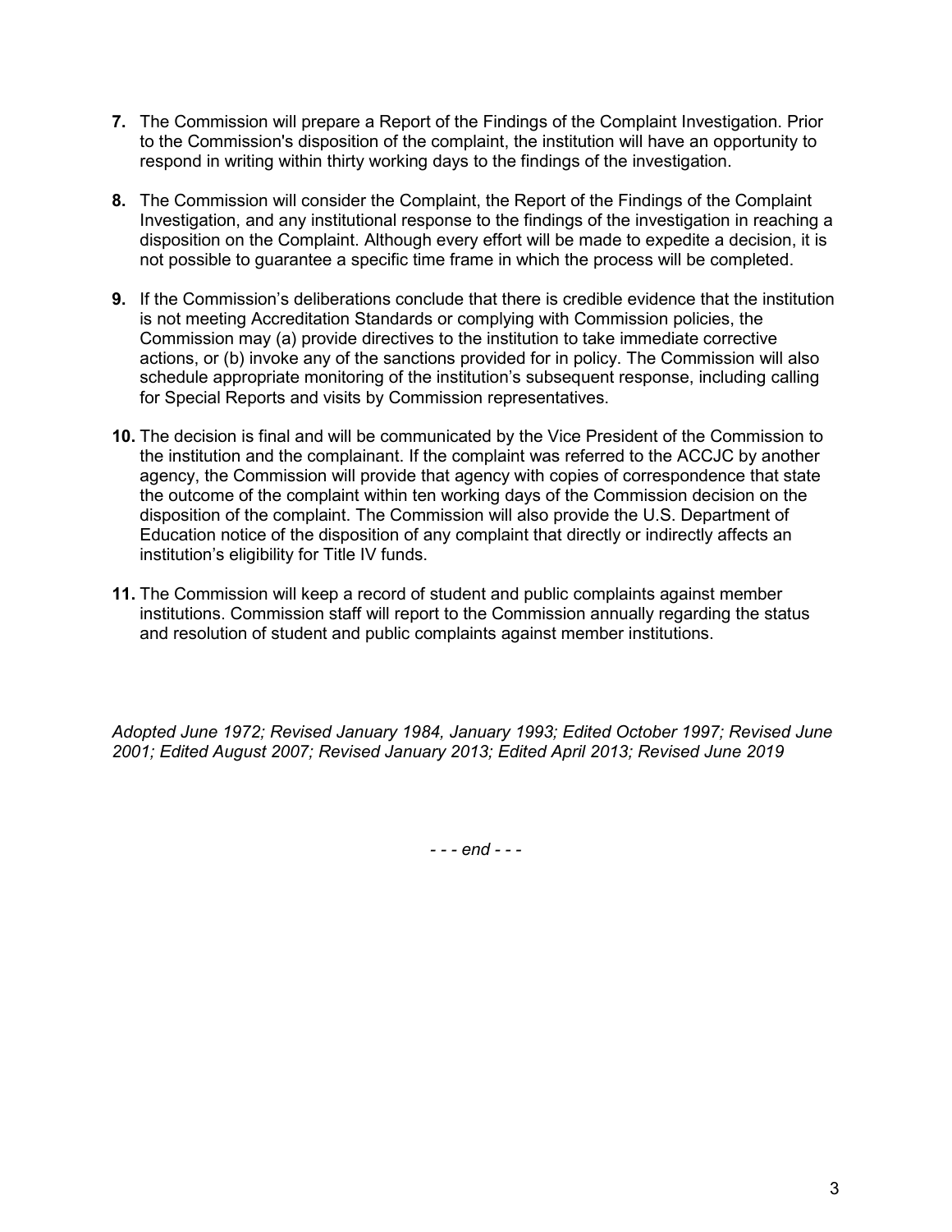**7.** The Commission will prepare a Report of the Findings of the Complaint Investigation. Prior to the Commission's disposition of the complaint, the institution will have an opportunity to respond in writing within thirty working days to the findings of the investigation.

**8.** The Commission will consider the Complaint, the Report of the Findings of the Complaint Investigation, and any institutional response to the findings of the investigation in reaching a disposition on the Complaint. Although every effort will be made to expedite a decision, it is not possible to guarantee a specific time frame in which the process will be completed.

**9.** If the Commission's deliberations conclude that there is credible evidence that the institution is not meeting Accreditation Standards or complying with Commission policies, the Commission may (a) provide directives to the institution to take immediate corrective actions, or (b) invoke any of the sanctions provided for in policy. The Commission will also schedule appropriate monitoring of the institution's subsequent response, including calling for Special Reports and visits by Commission representatives.

**10.** The decision is final and will be communicated by the Vice President of the Commission to the institution and the complainant. If the complaint was referred to the ACCJC by another agency, the Commission will provide that agency with copies of correspondence that state the outcome of the complaint within ten working days of the Commission decision on the disposition of the complaint. The Commission will also provide the U.S. Department of Education notice of the disposition of any complaint that directly or indirectly affects an institution's eligibility for Title IV funds.

**11.** The Commission will keep a record of student and public complaints against member institutions. Commission staff will report to the Commission annually regarding the status and resolution of student and public complaints against member institutions.

*Adopted June 1972; Revised January 1984, January 1993; Edited October 1997; Revised June 2001; Edited August 2007; Revised January 2013; Edited April 2013; Revised June 2019*

*- - - end - - -*